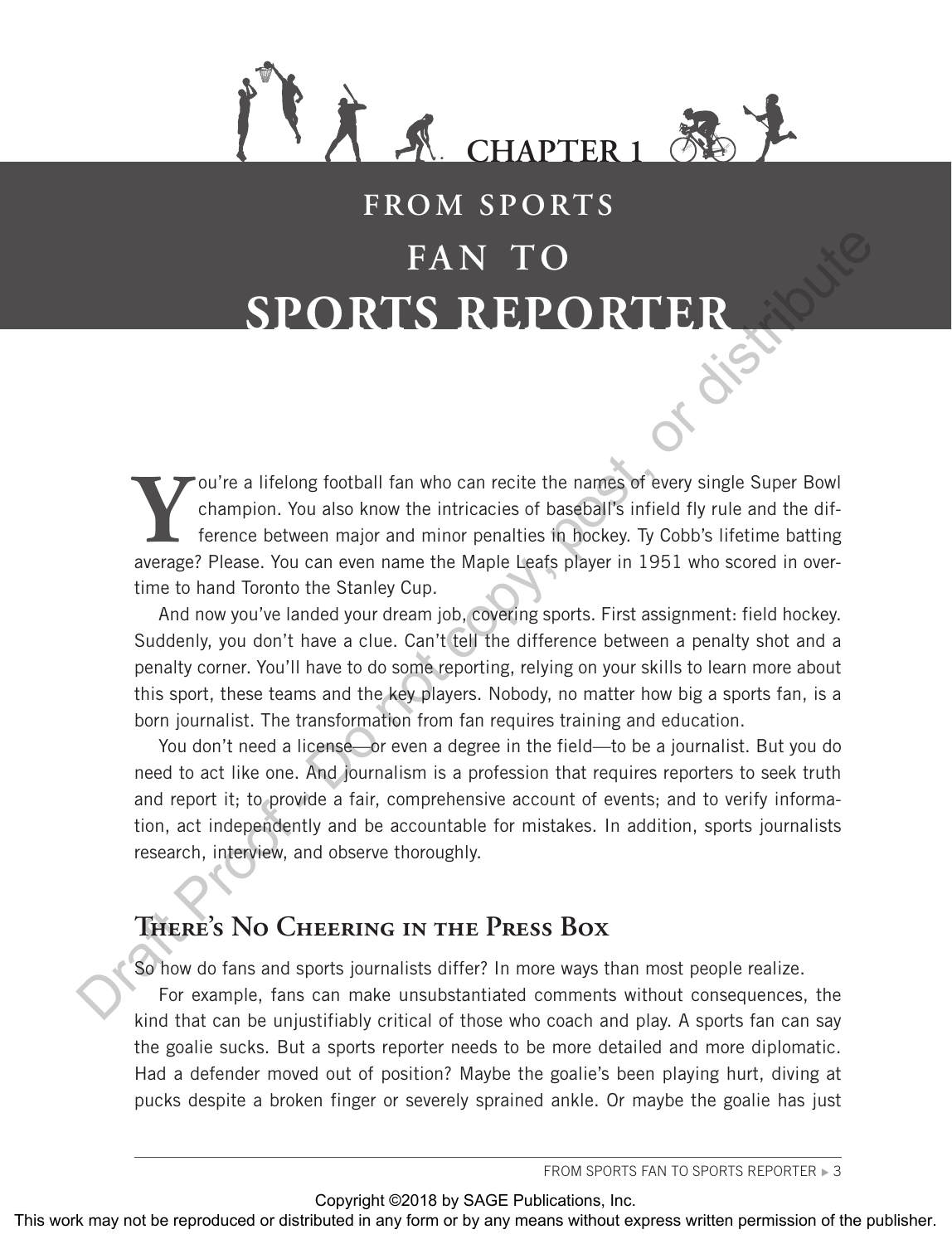# CHAPTER 1

# FROM SPORTS FAN TO SPORTS REPORTER

You're a lifelong football fan who can recite the names of every single Super Bowl champion. You also know the intricacies of baseball's infield fly rule and the difference between major and minor penalties in hockey. Ty Cobb's lifetime batting average? Please. You can even name the Maple Leafs player in 1951 who scored in overtime to hand Toronto the Stanley Cup.

And now you've landed your dream job, covering sports. First assignment: field hockey. Suddenly, you don't have a clue. Can't tell the difference between a penalty shot and a penalty corner. You'll have to do some reporting, relying on your skills to learn more about this sport, these teams and the key players. Nobody, no matter how big a sports fan, is a born journalist. The transformation from fan requires training and education.

You don't need a license—or even a degree in the field—to be a journalist. But you do need to act like one. And journalism is a profession that requires reporters to seek truth and report it; to provide a fair, comprehensive account of events; and to verify information, act independently and be accountable for mistakes. In addition, sports journalists research, interview, and observe thoroughly.

## There's No Cheering in the Press Box

So how do fans and sports journalists differ? In more ways than most people realize.

For example, fans can make unsubstantiated comments without consequences, the kind that can be unjustifiably critical of those who coach and play. A sports fan can say the goalie sucks. But a sports reporter needs to be more detailed and more diplomatic. Had a defender moved out of position? Maybe the goalie's been playing hurt, diving at pucks despite a broken finger or severely sprained ankle. Or maybe the goalie has just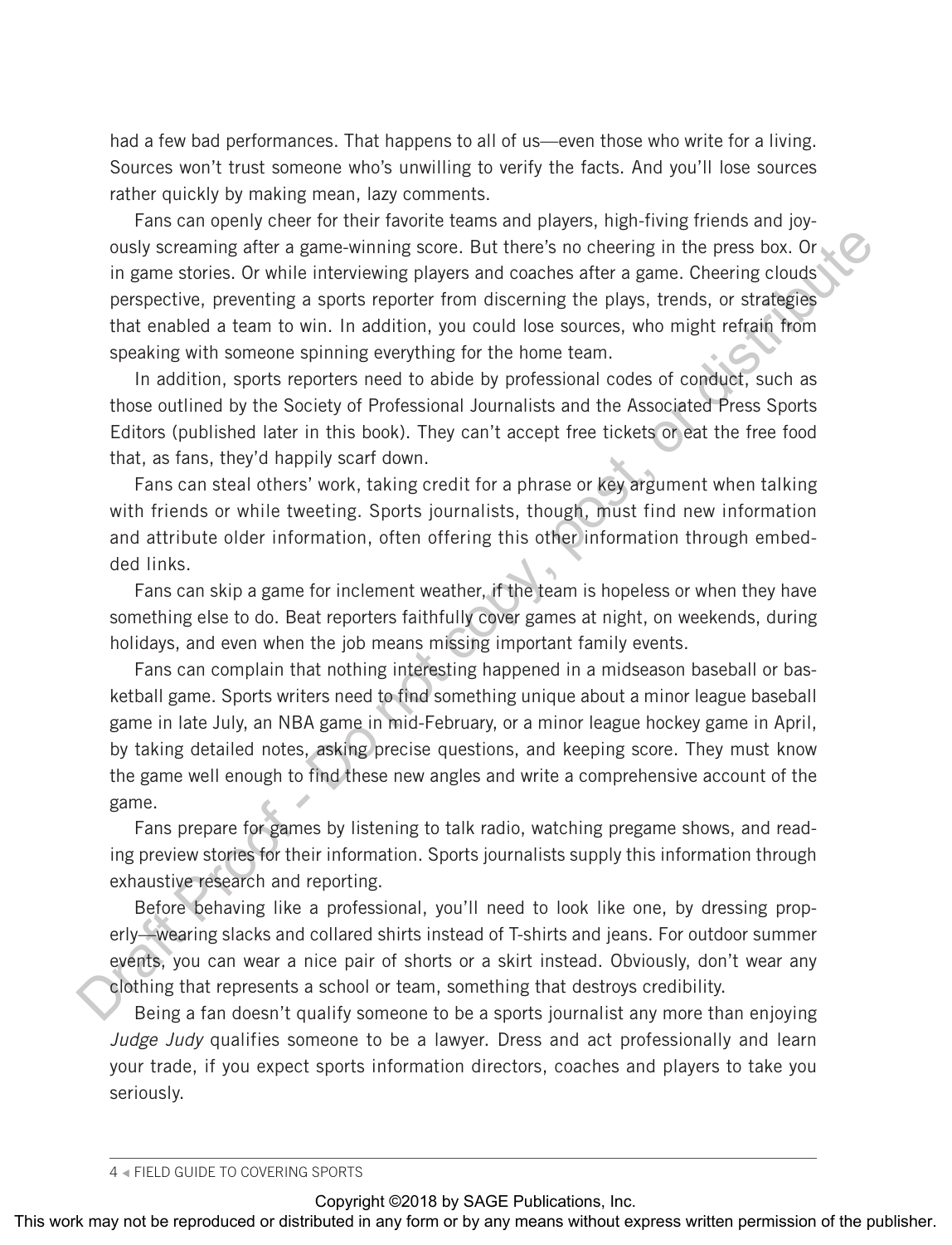had a few bad performances. That happens to all of us—even those who write for a living. Sources won't trust someone who's unwilling to verify the facts. And you'll lose sources rather quickly by making mean, lazy comments.

Fans can openly cheer for their favorite teams and players, high-fiving friends and joyously screaming after a game-winning score. But there's no cheering in the press box. Or in game stories. Or while interviewing players and coaches after a game. Cheering clouds perspective, preventing a sports reporter from discerning the plays, trends, or strategies that enabled a team to win. In addition, you could lose sources, who might refrain from speaking with someone spinning everything for the home team.

In addition, sports reporters need to abide by professional codes of conduct, such as those outlined by the Society of Professional Journalists and the Associated Press Sports Editors (published later in this book). They can't accept free tickets or eat the free food that, as fans, they'd happily scarf down.

Fans can steal others' work, taking credit for a phrase or key argument when talking with friends or while tweeting. Sports journalists, though, must find new information and attribute older information, often offering this other information through embedded links.

Fans can skip a game for inclement weather, if the team is hopeless or when they have something else to do. Beat reporters faithfully cover games at night, on weekends, during holidays, and even when the job means missing important family events.

Fans can complain that nothing interesting happened in a midseason baseball or basketball game. Sports writers need to find something unique about a minor league baseball game in late July, an NBA game in mid-February, or a minor league hockey game in April, by taking detailed notes, asking precise questions, and keeping score. They must know the game well enough to find these new angles and write a comprehensive account of the game.

Fans prepare for games by listening to talk radio, watching pregame shows, and reading preview stories for their information. Sports journalists supply this information through exhaustive research and reporting.

Before behaving like a professional, you'll need to look like one, by dressing properly—wearing slacks and collared shirts instead of T-shirts and jeans. For outdoor summer events, you can wear a nice pair of shorts or a skirt instead. Obviously, don't wear any clothing that represents a school or team, something that destroys credibility.

Being a fan doesn't qualify someone to be a sports journalist any more than enjoying *Judge Judy* qualifies someone to be a lawyer. Dress and act professionally and learn your trade, if you expect sports information directors, coaches and players to take you seriously.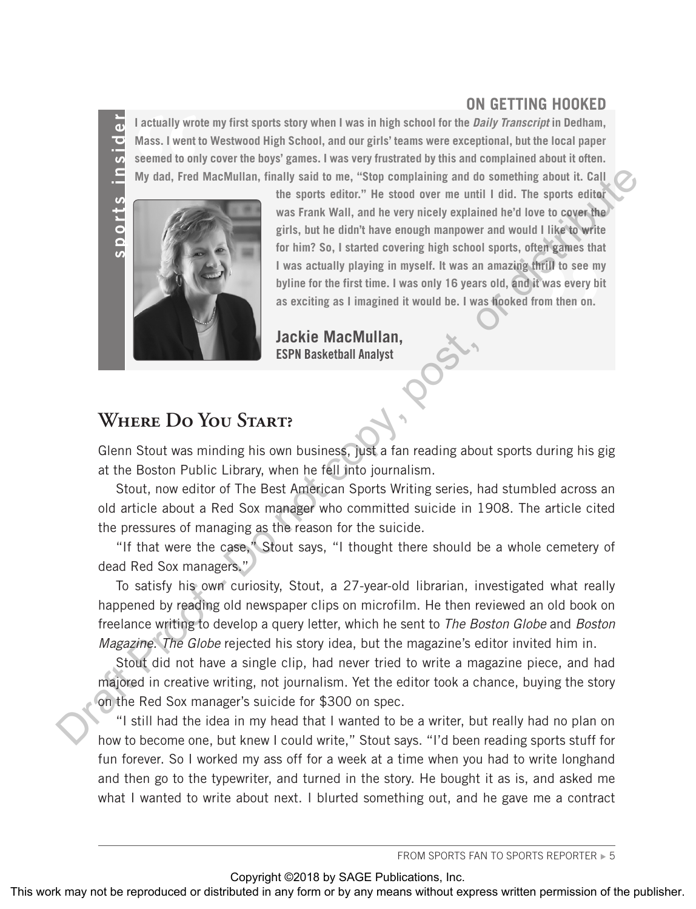### ON GETTING HOOKED

**sports insider**

**I actually wrote my first sports story when I was in high school for the *Daily Transcript* in Dedham, Mass. I went to Westwood High School, and our girls' teams were exceptional, but the local paper seemed to only cover the boys' games. I was very frustrated by this and complained about it often. My dad, Fred MacMullan, finally said to me, "Stop complaining and do something about it. Call the sports editor." He stood over me until I did. The sports editor was Frank Wall, and he very nicely explained he'd love to cover the girls, but he didn't have enough manpower and would I like to write for him? So, I started covering high school sports, often games that I was actually playing in myself. It was an amazing thrill to see my byline for the first time. I was only 16 years old, and it was every bit as exciting as I imagined it would be. I was hooked from then on.**

**Jackie MacMullan,**
**ESPN Basketball Analyst**

## Where Do You Start?

Glenn Stout was minding his own business, just a fan reading about sports during his gig at the Boston Public Library, when he fell into journalism.

Stout, now editor of The Best American Sports Writing series, had stumbled across an old article about a Red Sox manager who committed suicide in 1908. The article cited the pressures of managing as the reason for the suicide.

"If that were the case," Stout says, "I thought there should be a whole cemetery of dead Red Sox managers."

To satisfy his own curiosity, Stout, a 27-year-old librarian, investigated what really happened by reading old newspaper clips on microfilm. He then reviewed an old book on freelance writing to develop a query letter, which he sent to *The Boston Globe* and *Boston Magazine*. *The Globe* rejected his story idea, but the magazine's editor invited him in.

Stout did not have a single clip, had never tried to write a magazine piece, and had majored in creative writing, not journalism. Yet the editor took a chance, buying the story on the Red Sox manager's suicide for $300 on spec.

"I still had the idea in my head that I wanted to be a writer, but really had no plan on how to become one, but knew I could write," Stout says. "I'd been reading sports stuff for fun forever. So I worked my ass off for a week at a time when you had to write longhand and then go to the typewriter, and turned in the story. He bought it as is, and asked me what I wanted to write about next. I blurted something out, and he gave me a contract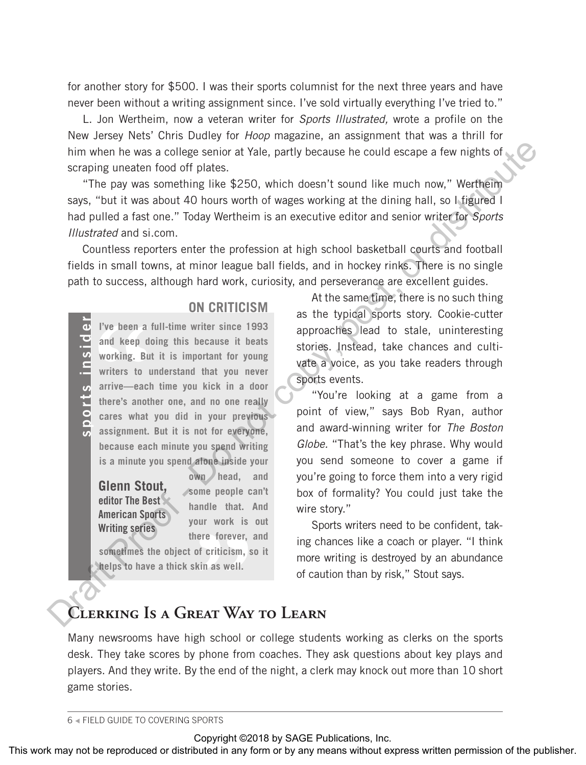for another story for $500. I was their sports columnist for the next three years and have never been without a writing assignment since. I've sold virtually everything I've tried to."

L. Jon Wertheim, now a veteran writer for *Sports Illustrated,* wrote a profile on the New Jersey Nets' Chris Dudley for *Hoop* magazine, an assignment that was a thrill for him when he was a college senior at Yale, partly because he could escape a few nights of scraping uneaten food off plates.

"The pay was something like $250, which doesn't sound like much now," Wertheim says, "but it was about 40 hours worth of wages working at the dining hall, so I figured I had pulled a fast one." Today Wertheim is an executive editor and senior writer for *Sports Illustrated* and si.com.

Countless reporters enter the profession at high school basketball courts and football fields in small towns, at minor league ball fields, and in hockey rinks. There is no single path to success, although hard work, curiosity, and perseverance are excellent guides.

> **sports insider**
>
> **ON CRITICISM**
>
> **I've been a full-time writer since 1993 and keep doing this because it beats working. But it is important for young writers to understand that you never arrive—each time you kick in a door there's another one, and no one really cares what you did in your previous assignment. But it is not for everyone, because each minute you spend writing is a minute you spend alone inside your own head, and some people can't handle that. And your work is out there forever, and sometimes the object of criticism, so it helps to have a thick skin as well.**
>
> **Glenn Stout,**
> **editor The Best American Sports Writing series**

At the same time, there is no such thing as the typical sports story. Cookie-cutter approaches lead to stale, uninteresting stories. Instead, take chances and cultivate a voice, as you take readers through sports events.

"You're looking at a game from a point of view," says Bob Ryan, author and award-winning writer for *The Boston Globe.* "That's the key phrase. Why would you send someone to cover a game if you're going to force them into a very rigid box of formality? You could just take the wire story."

Sports writers need to be confident, taking chances like a coach or player. "I think more writing is destroyed by an abundance of caution than by risk," Stout says.

## Clerking Is a Great Way to Learn

Many newsrooms have high school or college students working as clerks on the sports desk. They take scores by phone from coaches. They ask questions about key plays and players. And they write. By the end of the night, a clerk may knock out more than 10 short game stories.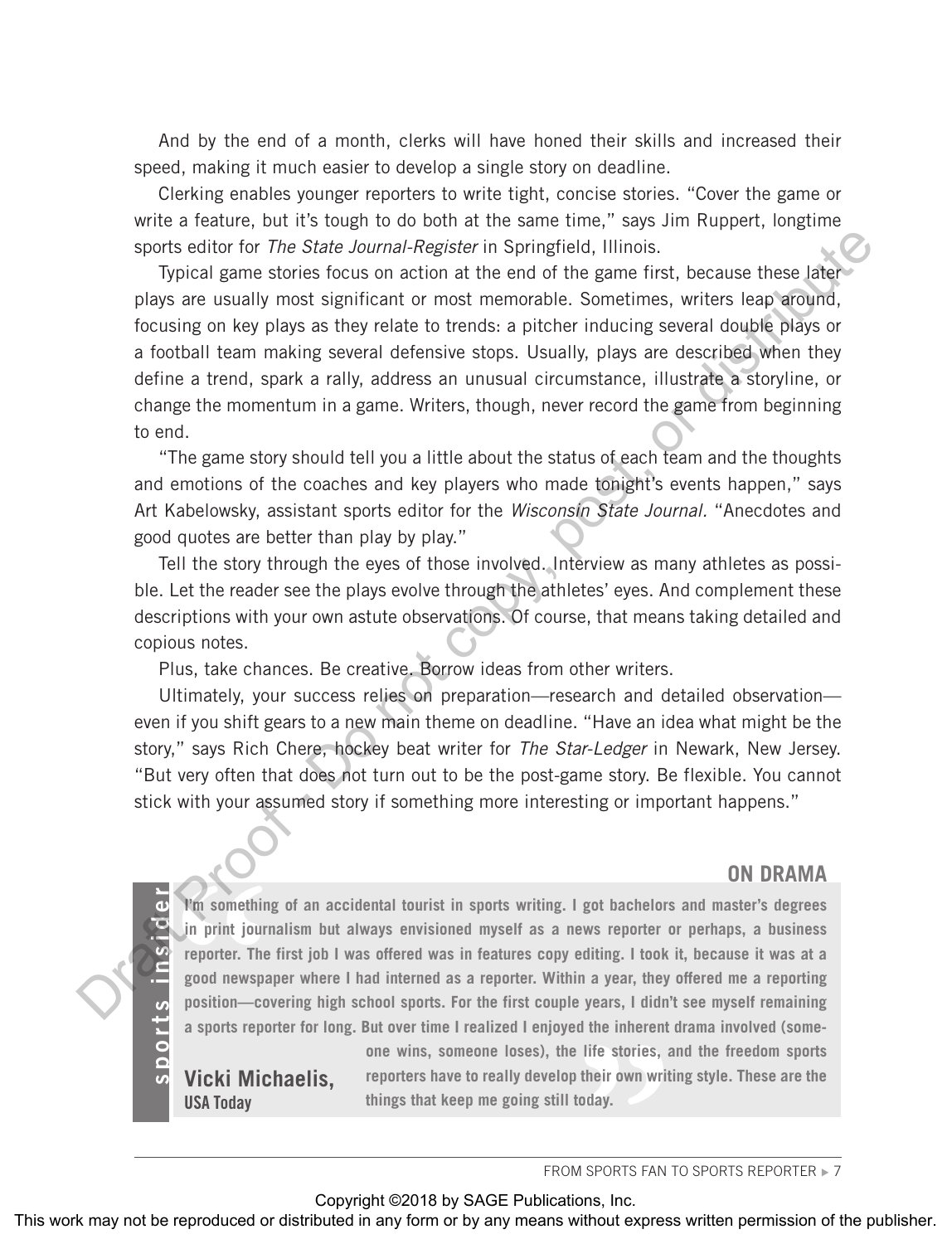And by the end of a month, clerks will have honed their skills and increased their speed, making it much easier to develop a single story on deadline.

Clerking enables younger reporters to write tight, concise stories. "Cover the game or write a feature, but it's tough to do both at the same time," says Jim Ruppert, longtime sports editor for *The State Journal-Register* in Springfield, Illinois.

Typical game stories focus on action at the end of the game first, because these later plays are usually most significant or most memorable. Sometimes, writers leap around, focusing on key plays as they relate to trends: a pitcher inducing several double plays or a football team making several defensive stops. Usually, plays are described when they define a trend, spark a rally, address an unusual circumstance, illustrate a storyline, or change the momentum in a game. Writers, though, never record the game from beginning to end.

"The game story should tell you a little about the status of each team and the thoughts and emotions of the coaches and key players who made tonight's events happen," says Art Kabelowsky, assistant sports editor for the *Wisconsin State Journal.* "Anecdotes and good quotes are better than play by play."

Tell the story through the eyes of those involved. Interview as many athletes as possible. Let the reader see the plays evolve through the athletes' eyes. And complement these descriptions with your own astute observations. Of course, that means taking detailed and copious notes.

Plus, take chances. Be creative. Borrow ideas from other writers.

Ultimately, your success relies on preparation—research and detailed observation—even if you shift gears to a new main theme on deadline. "Have an idea what might be the story," says Rich Chere, hockey beat writer for *The Star-Ledger* in Newark, New Jersey. "But very often that does not turn out to be the post-game story. Be flexible. You cannot stick with your assumed story if something more interesting or important happens."

**sports insider**

## ON DRAMA

**I'm something of an accidental tourist in sports writing. I got bachelors and master's degrees in print journalism but always envisioned myself as a news reporter or perhaps, a business reporter. The first job I was offered was in features copy editing. I took it, because it was at a good newspaper where I had interned as a reporter. Within a year, they offered me a reporting position—covering high school sports. For the first couple years, I didn't see myself remaining a sports reporter for long. But over time I realized I enjoyed the inherent drama involved (someone wins, someone loses), the life stories, and the freedom sports reporters have to really develop their own writing style. These are the things that keep me going still today.**

**Vicki Michaelis,**
**USA Today**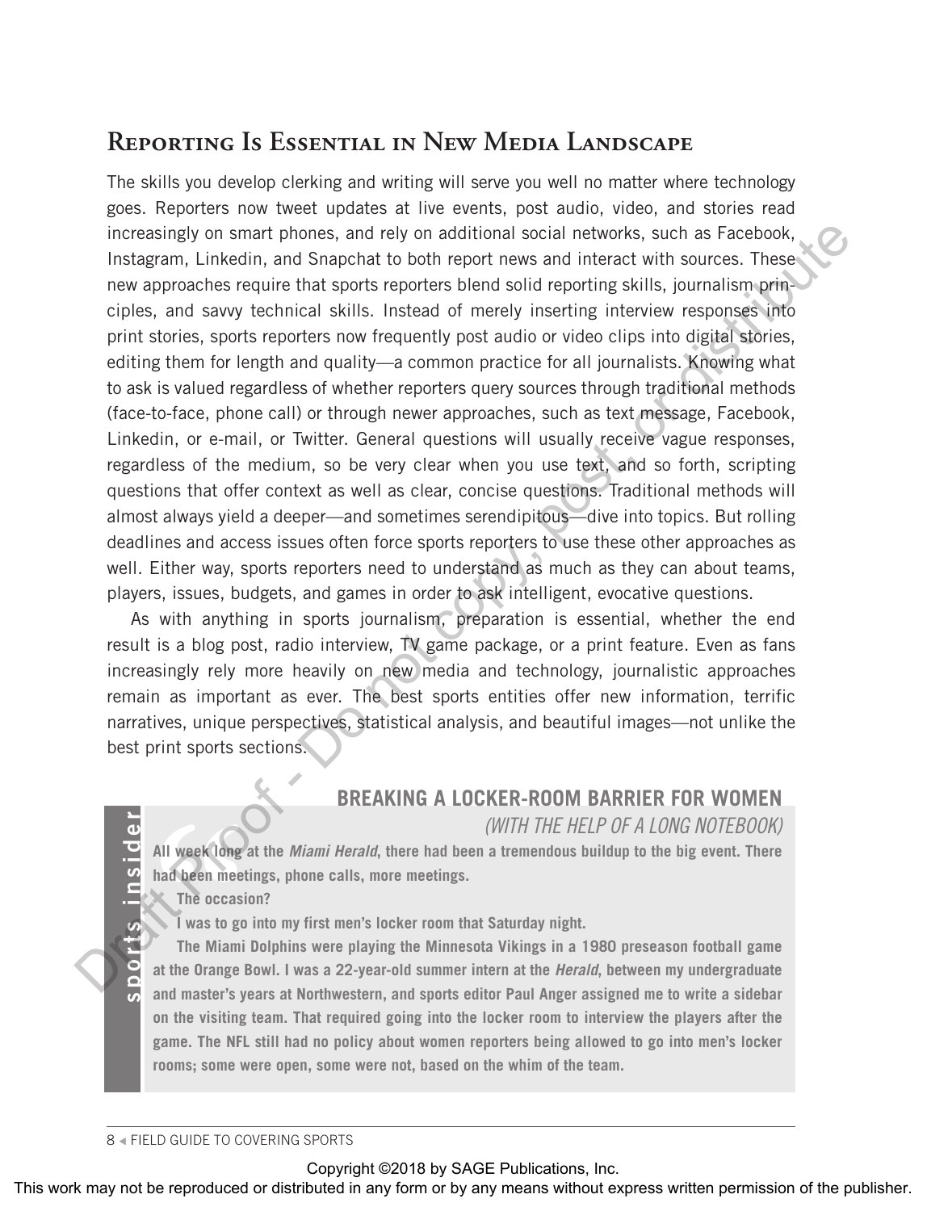## Reporting Is Essential in New Media Landscape

The skills you develop clerking and writing will serve you well no matter where technology goes. Reporters now tweet updates at live events, post audio, video, and stories read increasingly on smart phones, and rely on additional social networks, such as Facebook, Instagram, Linkedin, and Snapchat to both report news and interact with sources. These new approaches require that sports reporters blend solid reporting skills, journalism principles, and savvy technical skills. Instead of merely inserting interview responses into print stories, sports reporters now frequently post audio or video clips into digital stories, editing them for length and quality—a common practice for all journalists. Knowing what to ask is valued regardless of whether reporters query sources through traditional methods (face-to-face, phone call) or through newer approaches, such as text message, Facebook, Linkedin, or e-mail, or Twitter. General questions will usually receive vague responses, regardless of the medium, so be very clear when you use text, and so forth, scripting questions that offer context as well as clear, concise questions. Traditional methods will almost always yield a deeper—and sometimes serendipitous—dive into topics. But rolling deadlines and access issues often force sports reporters to use these other approaches as well. Either way, sports reporters need to understand as much as they can about teams, players, issues, budgets, and games in order to ask intelligent, evocative questions.

As with anything in sports journalism, preparation is essential, whether the end result is a blog post, radio interview, TV game package, or a print feature. Even as fans increasingly rely more heavily on new media and technology, journalistic approaches remain as important as ever. The best sports entities offer new information, terrific narratives, unique perspectives, statistical analysis, and beautiful images—not unlike the best print sports sections.

**sports insider**

### BREAKING A LOCKER-ROOM BARRIER FOR WOMEN

*(WITH THE HELP OF A LONG NOTEBOOK)*

**All week long at the *Miami Herald*, there had been a tremendous buildup to the big event. There had been meetings, phone calls, more meetings.**

**The occasion?**

**I was to go into my first men's locker room that Saturday night.**

**The Miami Dolphins were playing the Minnesota Vikings in a 1980 preseason football game at the Orange Bowl. I was a 22-year-old summer intern at the *Herald*, between my undergraduate and master's years at Northwestern, and sports editor Paul Anger assigned me to write a sidebar on the visiting team. That required going into the locker room to interview the players after the game. The NFL still had no policy about women reporters being allowed to go into men's locker rooms; some were open, some were not, based on the whim of the team.**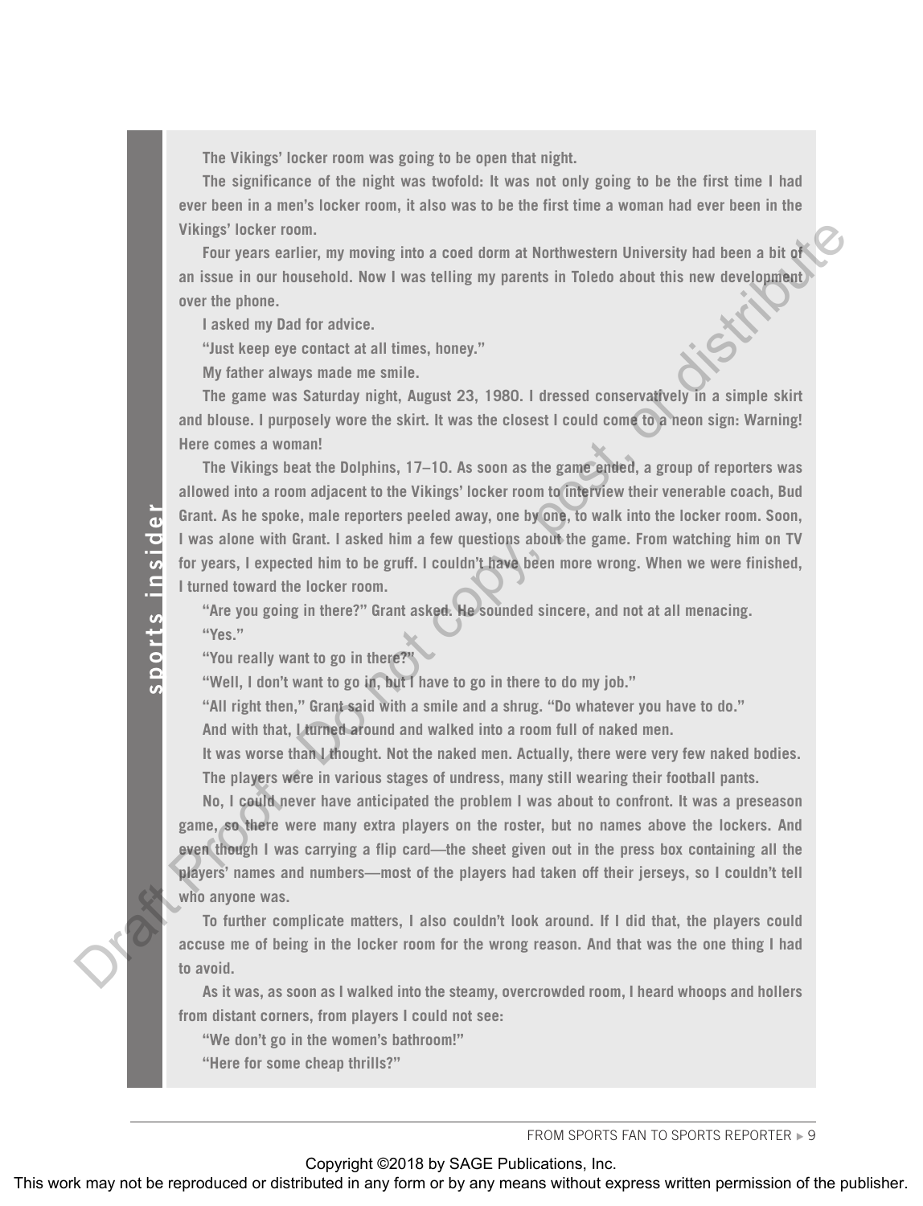The Vikings' locker room was going to be open that night.

The significance of the night was twofold: It was not only going to be the first time I had ever been in a men's locker room, it also was to be the first time a woman had ever been in the Vikings' locker room.

Four years earlier, my moving into a coed dorm at Northwestern University had been a bit of an issue in our household. Now I was telling my parents in Toledo about this new development over the phone.

I asked my Dad for advice.

"Just keep eye contact at all times, honey."

My father always made me smile.

The game was Saturday night, August 23, 1980. I dressed conservatively in a simple skirt and blouse. I purposely wore the skirt. It was the closest I could come to a neon sign: Warning! Here comes a woman!

The Vikings beat the Dolphins, 17–10. As soon as the game ended, a group of reporters was allowed into a room adjacent to the Vikings' locker room to interview their venerable coach, Bud Grant. As he spoke, male reporters peeled away, one by one, to walk into the locker room. Soon, I was alone with Grant. I asked him a few questions about the game. From watching him on TV for years, I expected him to be gruff. I couldn't have been more wrong. When we were finished, I turned toward the locker room.

"Are you going in there?" Grant asked. He sounded sincere, and not at all menacing.

"Yes."

"You really want to go in there?"

"Well, I don't want to go in, but I have to go in there to do my job."

"All right then," Grant said with a smile and a shrug. "Do whatever you have to do."

And with that, I turned around and walked into a room full of naked men.

It was worse than I thought. Not the naked men. Actually, there were very few naked bodies. The players were in various stages of undress, many still wearing their football pants.

No, I could never have anticipated the problem I was about to confront. It was a preseason game, so there were many extra players on the roster, but no names above the lockers. And even though I was carrying a flip card—the sheet given out in the press box containing all the players' names and numbers—most of the players had taken off their jerseys, so I couldn't tell who anyone was.

To further complicate matters, I also couldn't look around. If I did that, the players could accuse me of being in the locker room for the wrong reason. And that was the one thing I had to avoid.

As it was, as soon as I walked into the steamy, overcrowded room, I heard whoops and hollers from distant corners, from players I could not see:

"We don't go in the women's bathroom!"

"Here for some cheap thrills?"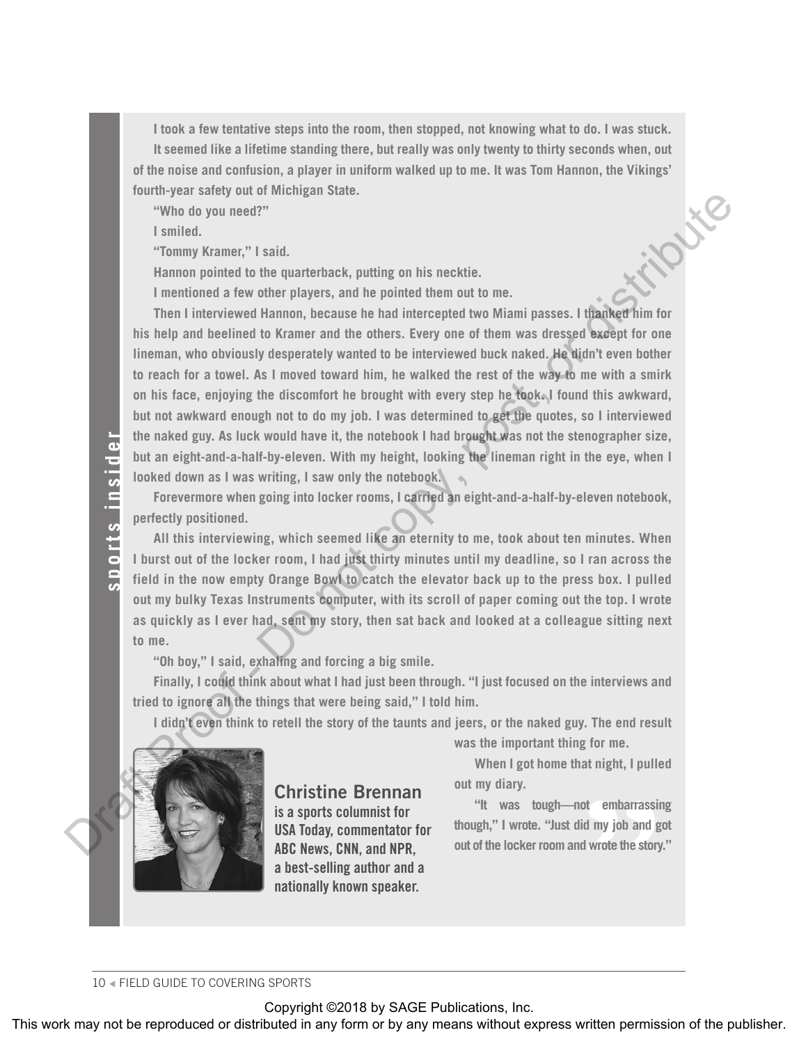I took a few tentative steps into the room, then stopped, not knowing what to do. I was stuck.

It seemed like a lifetime standing there, but really was only twenty to thirty seconds when, out of the noise and confusion, a player in uniform walked up to me. It was Tom Hannon, the Vikings' fourth-year safety out of Michigan State.

"Who do you need?"

I smiled.

"Tommy Kramer," I said.

Hannon pointed to the quarterback, putting on his necktie.

I mentioned a few other players, and he pointed them out to me.

Then I interviewed Hannon, because he had intercepted two Miami passes. I thanked him for his help and beelined to Kramer and the others. Every one of them was dressed except for one lineman, who obviously desperately wanted to be interviewed buck naked. He didn't even bother to reach for a towel. As I moved toward him, he walked the rest of the way to me with a smirk on his face, enjoying the discomfort he brought with every step he took. I found this awkward, but not awkward enough not to do my job. I was determined to get the quotes, so I interviewed the naked guy. As luck would have it, the notebook I had brought was not the stenographer size, but an eight-and-a-half-by-eleven. With my height, looking the lineman right in the eye, when I looked down as I was writing, I saw only the notebook.

Forevermore when going into locker rooms, I carried an eight-and-a-half-by-eleven notebook, perfectly positioned.

All this interviewing, which seemed like an eternity to me, took about ten minutes. When I burst out of the locker room, I had just thirty minutes until my deadline, so I ran across the field in the now empty Orange Bowl to catch the elevator back up to the press box. I pulled out my bulky Texas Instruments computer, with its scroll of paper coming out the top. I wrote as quickly as I ever had, sent my story, then sat back and looked at a colleague sitting next to me.

"Oh boy," I said, exhaling and forcing a big smile.

Finally, I could think about what I had just been through. "I just focused on the interviews and tried to ignore all the things that were being said," I told him.

I didn't even think to retell the story of the taunts and jeers, or the naked guy. The end result was the important thing for me.

When I got home that night, I pulled out my diary.

"It was tough—not embarrassing though," I wrote. "Just did my job and got out of the locker room and wrote the story."

**Christine Brennan** is a sports columnist for USA Today, commentator for ABC News, CNN, and NPR, a best-selling author and a nationally known speaker.